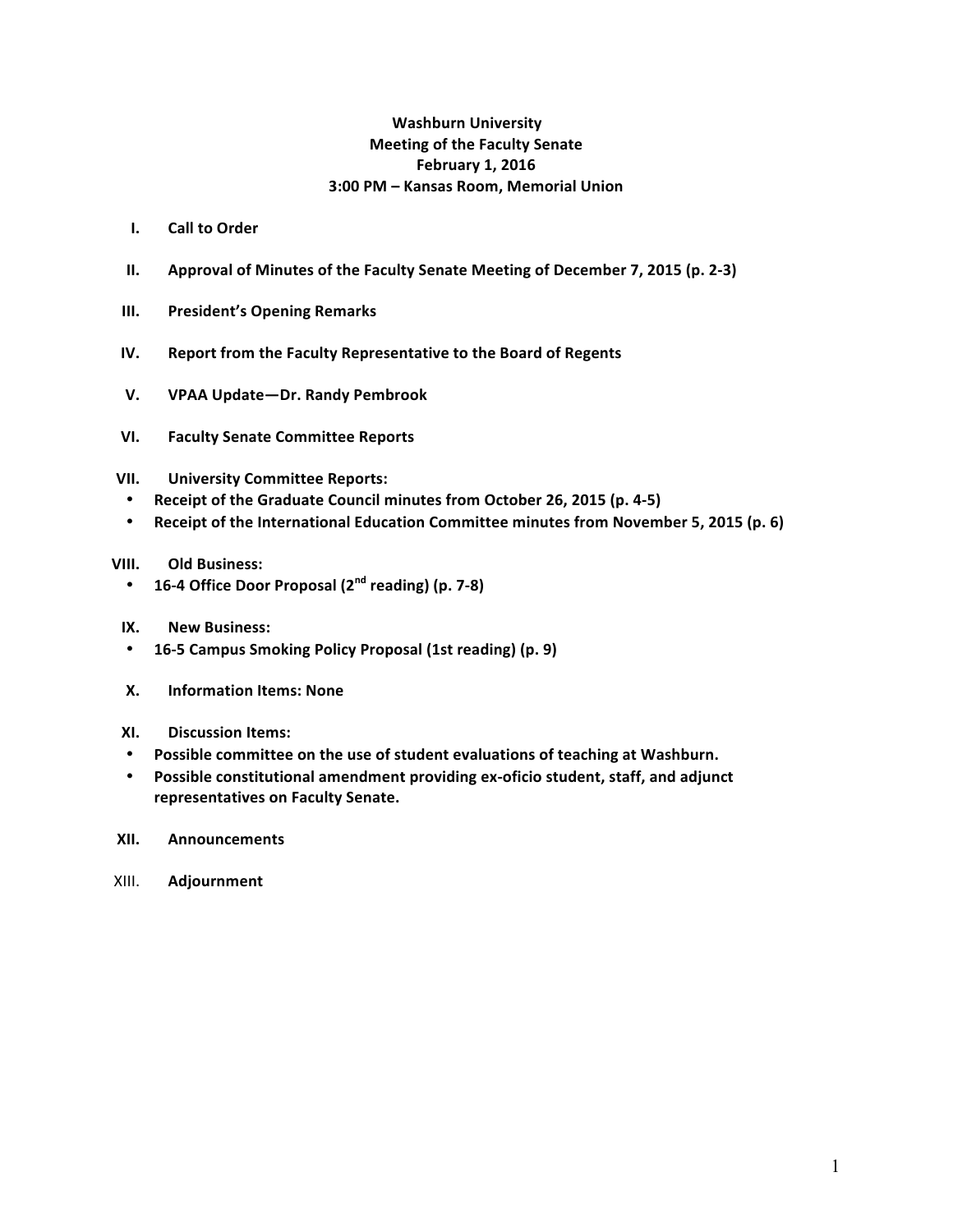**Washburn University**
**Meeting of the Faculty Senate**
**February 1, 2016**
**3:00 PM – Kansas Room, Memorial Union**

I. **Call to Order**

II. **Approval of Minutes of the Faculty Senate Meeting of December 7, 2015 (p. 2-3)**

III. **President's Opening Remarks**

IV. **Report from the Faculty Representative to the Board of Regents**

V. **VPAA Update—Dr. Randy Pembrook**

VI. **Faculty Senate Committee Reports**

VII. **University Committee Reports:**
- **Receipt of the Graduate Council minutes from October 26, 2015 (p. 4-5)**
- **Receipt of the International Education Committee minutes from November 5, 2015 (p. 6)**

VIII. **Old Business:**
- **16-4 Office Door Proposal (2nd reading) (p. 7-8)**

IX. **New Business:**
- **16-5 Campus Smoking Policy Proposal (1st reading) (p. 9)**

X. **Information Items: None**

XI. **Discussion Items:**
- **Possible committee on the use of student evaluations of teaching at Washburn.**
- **Possible constitutional amendment providing ex-oficio student, staff, and adjunct representatives on Faculty Senate.**

XII. **Announcements**

XIII. **Adjournment**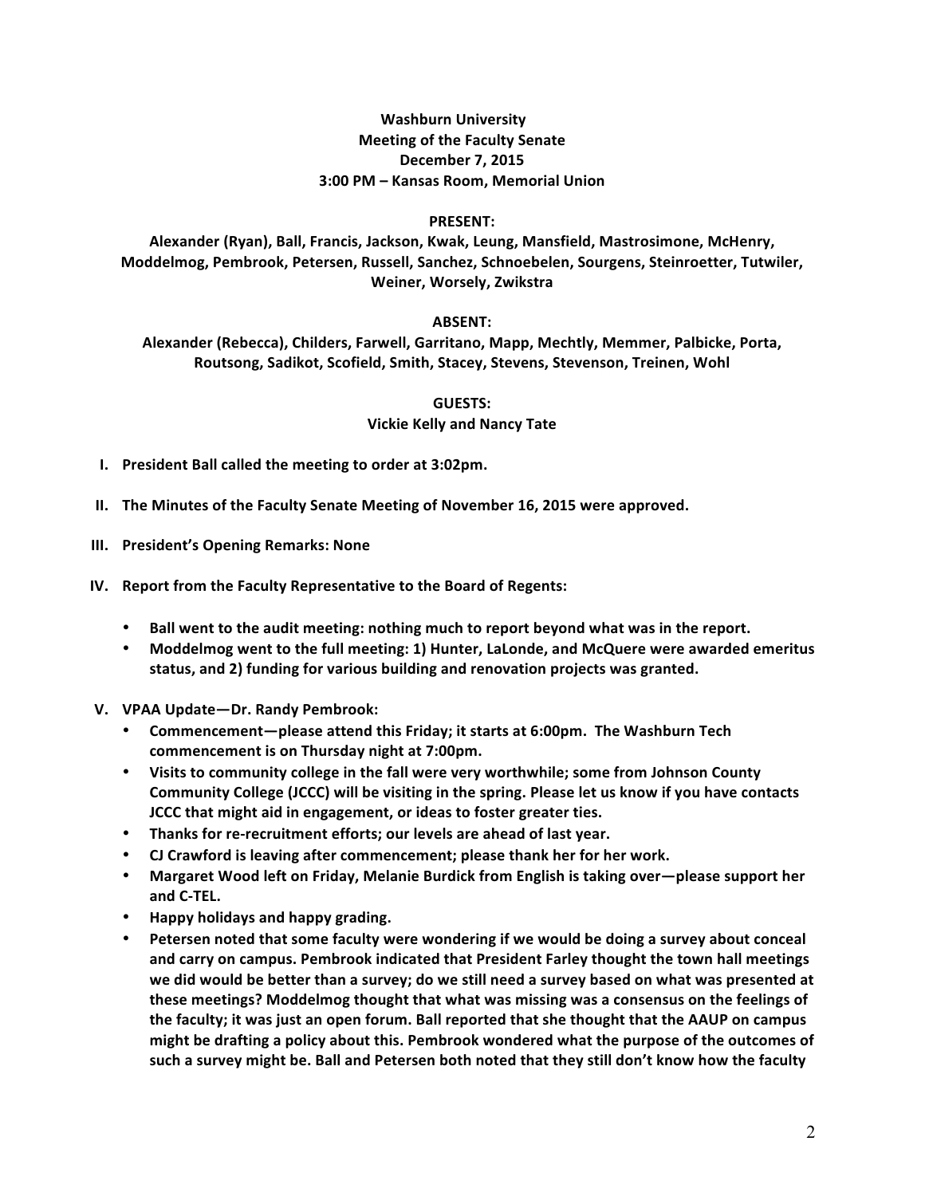**Washburn University**
**Meeting of the Faculty Senate**
**December 7, 2015**
**3:00 PM – Kansas Room, Memorial Union**

**PRESENT:**

**Alexander (Ryan), Ball, Francis, Jackson, Kwak, Leung, Mansfield, Mastrosimone, McHenry, Moddelmog, Pembrook, Petersen, Russell, Sanchez, Schnoebelen, Sourgens, Steinroetter, Tutwiler, Weiner, Worsely, Zwikstra**

**ABSENT:**

**Alexander (Rebecca), Childers, Farwell, Garritano, Mapp, Mechtly, Memmer, Palbicke, Porta, Routsong, Sadikot, Scofield, Smith, Stacey, Stevens, Stevenson, Treinen, Wohl**

**GUESTS:**

**Vickie Kelly and Nancy Tate**

I. **President Ball called the meeting to order at 3:02pm.**

II. **The Minutes of the Faculty Senate Meeting of November 16, 2015 were approved.**

III. **President's Opening Remarks: None**

IV. **Report from the Faculty Representative to the Board of Regents:**

   - **Ball went to the audit meeting: nothing much to report beyond what was in the report.**
   - **Moddelmog went to the full meeting: 1) Hunter, LaLonde, and McQuere were awarded emeritus status, and 2) funding for various building and renovation projects was granted.**

V. **VPAA Update—Dr. Randy Pembrook:**

   - **Commencement—please attend this Friday; it starts at 6:00pm. The Washburn Tech commencement is on Thursday night at 7:00pm.**
   - **Visits to community college in the fall were very worthwhile; some from Johnson County Community College (JCCC) will be visiting in the spring. Please let us know if you have contacts JCCC that might aid in engagement, or ideas to foster greater ties.**
   - **Thanks for re-recruitment efforts; our levels are ahead of last year.**
   - **CJ Crawford is leaving after commencement; please thank her for her work.**
   - **Margaret Wood left on Friday, Melanie Burdick from English is taking over—please support her and C-TEL.**
   - **Happy holidays and happy grading.**
   - **Petersen noted that some faculty were wondering if we would be doing a survey about conceal and carry on campus. Pembrook indicated that President Farley thought the town hall meetings we did would be better than a survey; do we still need a survey based on what was presented at these meetings? Moddelmog thought that what was missing was a consensus on the feelings of the faculty; it was just an open forum. Ball reported that she thought that the AAUP on campus might be drafting a policy about this. Pembrook wondered what the purpose of the outcomes of such a survey might be. Ball and Petersen both noted that they still don't know how the faculty**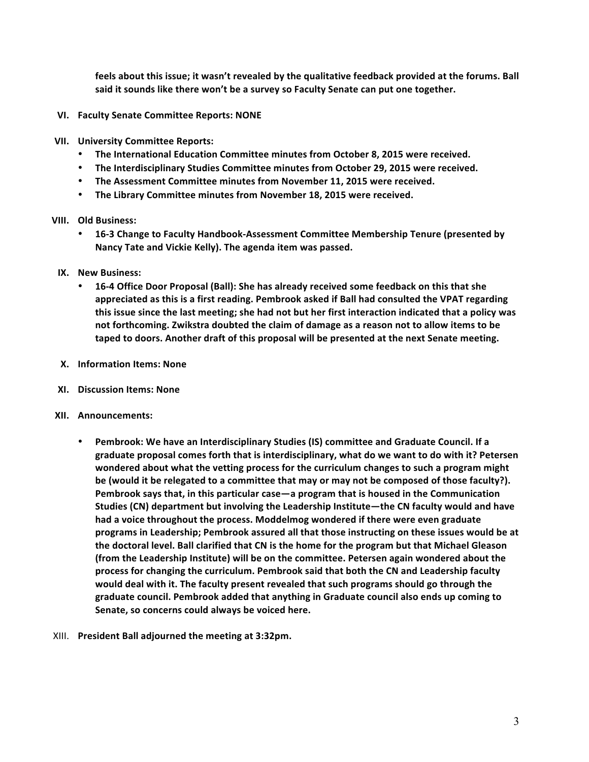**feels about this issue; it wasn't revealed by the qualitative feedback provided at the forums. Ball said it sounds like there won't be a survey so Faculty Senate can put one together.**

VI. **Faculty Senate Committee Reports: NONE**

VII. **University Committee Reports:**
   - **The International Education Committee minutes from October 8, 2015 were received.**
   - **The Interdisciplinary Studies Committee minutes from October 29, 2015 were received.**
   - **The Assessment Committee minutes from November 11, 2015 were received.**
   - **The Library Committee minutes from November 18, 2015 were received.**

VIII. **Old Business:**
   - **16-3 Change to Faculty Handbook-Assessment Committee Membership Tenure (presented by Nancy Tate and Vickie Kelly). The agenda item was passed.**

IX. **New Business:**
   - **16-4 Office Door Proposal (Ball): She has already received some feedback on this that she appreciated as this is a first reading. Pembrook asked if Ball had consulted the VPAT regarding this issue since the last meeting; she had not but her first interaction indicated that a policy was not forthcoming. Zwikstra doubted the claim of damage as a reason not to allow items to be taped to doors. Another draft of this proposal will be presented at the next Senate meeting.**

X. **Information Items: None**

XI. **Discussion Items: None**

XII. **Announcements:**

   - **Pembrook: We have an Interdisciplinary Studies (IS) committee and Graduate Council. If a graduate proposal comes forth that is interdisciplinary, what do we want to do with it? Petersen wondered about what the vetting process for the curriculum changes to such a program might be (would it be relegated to a committee that may or may not be composed of those faculty?). Pembrook says that, in this particular case—a program that is housed in the Communication Studies (CN) department but involving the Leadership Institute—the CN faculty would and have had a voice throughout the process. Moddelmog wondered if there were even graduate programs in Leadership; Pembrook assured all that those instructing on these issues would be at the doctoral level. Ball clarified that CN is the home for the program but that Michael Gleason (from the Leadership Institute) will be on the committee. Petersen again wondered about the process for changing the curriculum. Pembrook said that both the CN and Leadership faculty would deal with it. The faculty present revealed that such programs should go through the graduate council. Pembrook added that anything in Graduate council also ends up coming to Senate, so concerns could always be voiced here.**

XIII. **President Ball adjourned the meeting at 3:32pm.**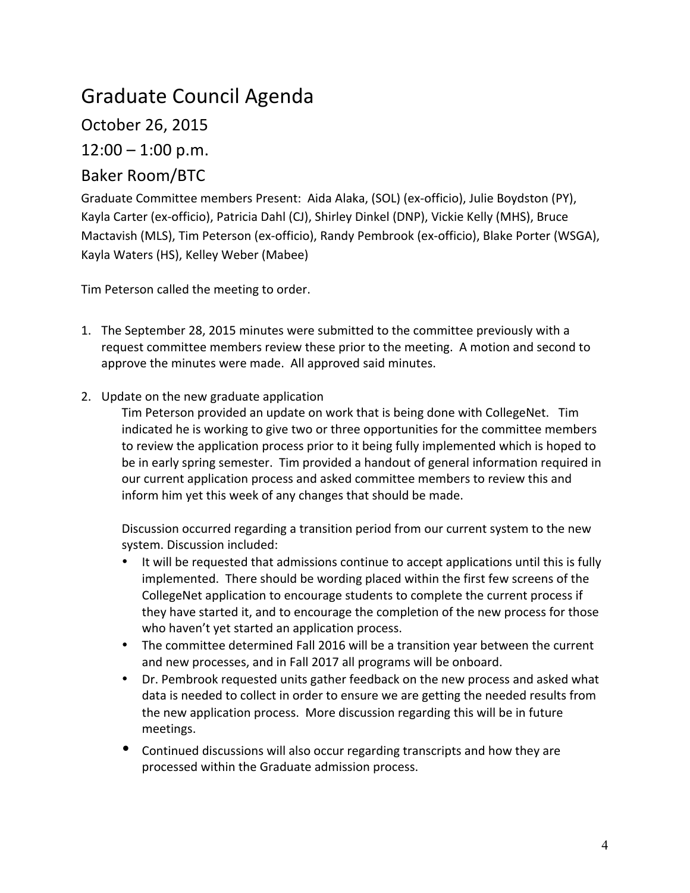# Graduate Council Agenda

## October 26, 2015

## 12:00 – 1:00 p.m.

## Baker Room/BTC

Graduate Committee members Present: Aida Alaka, (SOL) (ex-officio), Julie Boydston (PY), Kayla Carter (ex-officio), Patricia Dahl (CJ), Shirley Dinkel (DNP), Vickie Kelly (MHS), Bruce Mactavish (MLS), Tim Peterson (ex-officio), Randy Pembrook (ex-officio), Blake Porter (WSGA), Kayla Waters (HS), Kelley Weber (Mabee)

Tim Peterson called the meeting to order.

1. The September 28, 2015 minutes were submitted to the committee previously with a request committee members review these prior to the meeting. A motion and second to approve the minutes were made. All approved said minutes.

2. Update on the new graduate application

   Tim Peterson provided an update on work that is being done with CollegeNet. Tim indicated he is working to give two or three opportunities for the committee members to review the application process prior to it being fully implemented which is hoped to be in early spring semester. Tim provided a handout of general information required in our current application process and asked committee members to review this and inform him yet this week of any changes that should be made.

   Discussion occurred regarding a transition period from our current system to the new system. Discussion included:

   - It will be requested that admissions continue to accept applications until this is fully implemented. There should be wording placed within the first few screens of the CollegeNet application to encourage students to complete the current process if they have started it, and to encourage the completion of the new process for those who haven't yet started an application process.
   - The committee determined Fall 2016 will be a transition year between the current and new processes, and in Fall 2017 all programs will be onboard.
   - Dr. Pembrook requested units gather feedback on the new process and asked what data is needed to collect in order to ensure we are getting the needed results from the new application process. More discussion regarding this will be in future meetings.
   - Continued discussions will also occur regarding transcripts and how they are processed within the Graduate admission process.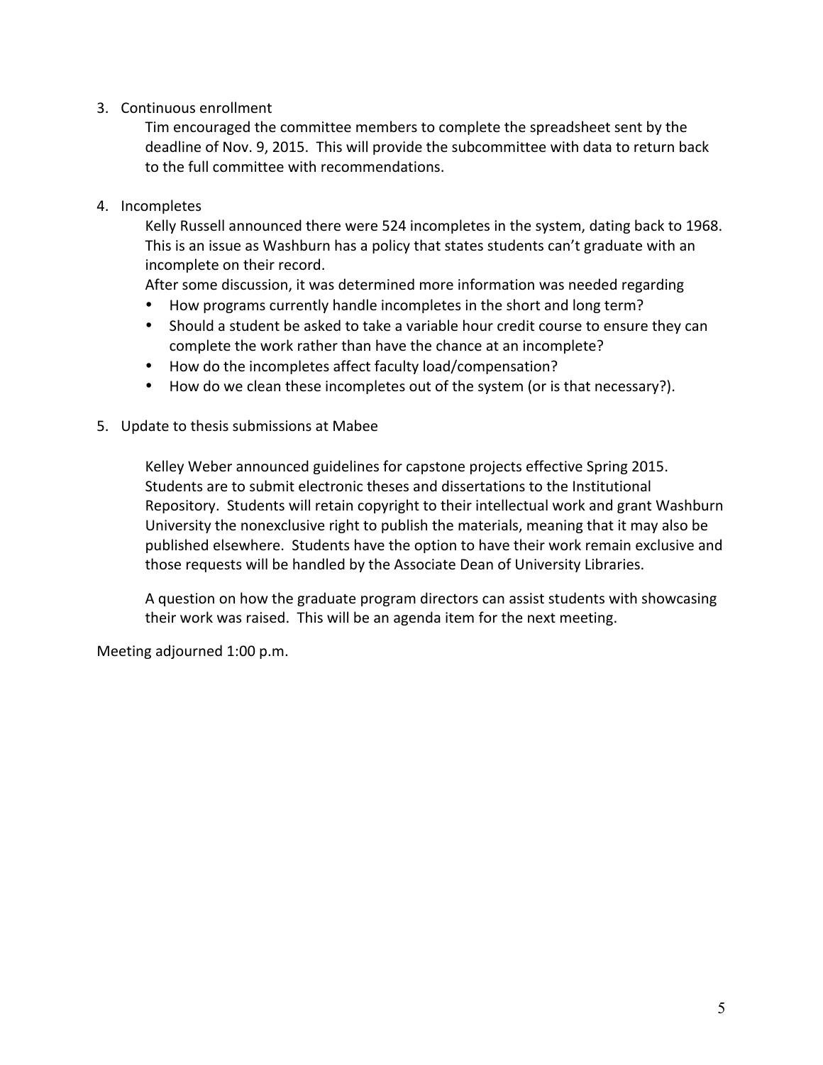3. Continuous enrollment

   Tim encouraged the committee members to complete the spreadsheet sent by the deadline of Nov. 9, 2015. This will provide the subcommittee with data to return back to the full committee with recommendations.

4. Incompletes

   Kelly Russell announced there were 524 incompletes in the system, dating back to 1968. This is an issue as Washburn has a policy that states students can't graduate with an incomplete on their record.

   After some discussion, it was determined more information was needed regarding

   - How programs currently handle incompletes in the short and long term?
   - Should a student be asked to take a variable hour credit course to ensure they can complete the work rather than have the chance at an incomplete?
   - How do the incompletes affect faculty load/compensation?
   - How do we clean these incompletes out of the system (or is that necessary?).

5. Update to thesis submissions at Mabee

   Kelley Weber announced guidelines for capstone projects effective Spring 2015. Students are to submit electronic theses and dissertations to the Institutional Repository. Students will retain copyright to their intellectual work and grant Washburn University the nonexclusive right to publish the materials, meaning that it may also be published elsewhere. Students have the option to have their work remain exclusive and those requests will be handled by the Associate Dean of University Libraries.

   A question on how the graduate program directors can assist students with showcasing their work was raised. This will be an agenda item for the next meeting.

Meeting adjourned 1:00 p.m.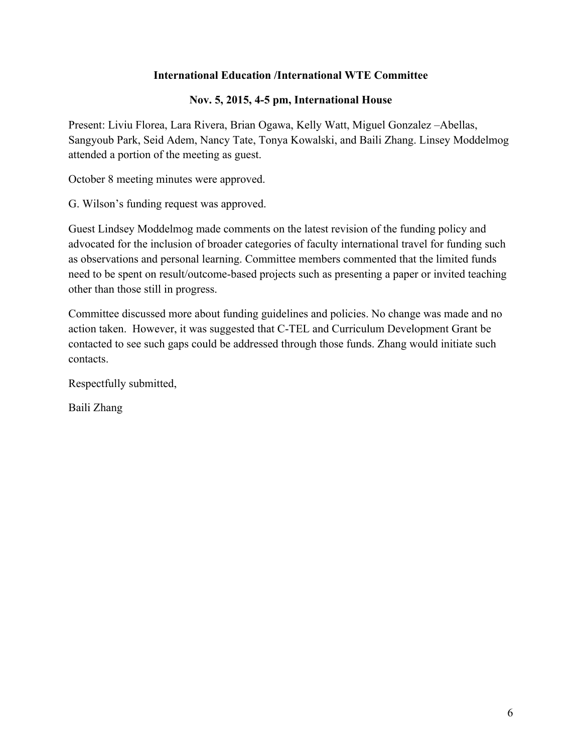**International Education /International WTE Committee**

**Nov. 5, 2015, 4-5 pm, International House**

Present: Liviu Florea, Lara Rivera, Brian Ogawa, Kelly Watt, Miguel Gonzalez –Abellas, Sangyoub Park, Seid Adem, Nancy Tate, Tonya Kowalski, and Baili Zhang. Linsey Moddelmog attended a portion of the meeting as guest.

October 8 meeting minutes were approved.

G. Wilson's funding request was approved.

Guest Lindsey Moddelmog made comments on the latest revision of the funding policy and advocated for the inclusion of broader categories of faculty international travel for funding such as observations and personal learning. Committee members commented that the limited funds need to be spent on result/outcome-based projects such as presenting a paper or invited teaching other than those still in progress.

Committee discussed more about funding guidelines and policies. No change was made and no action taken. However, it was suggested that C-TEL and Curriculum Development Grant be contacted to see such gaps could be addressed through those funds. Zhang would initiate such contacts.

Respectfully submitted,

Baili Zhang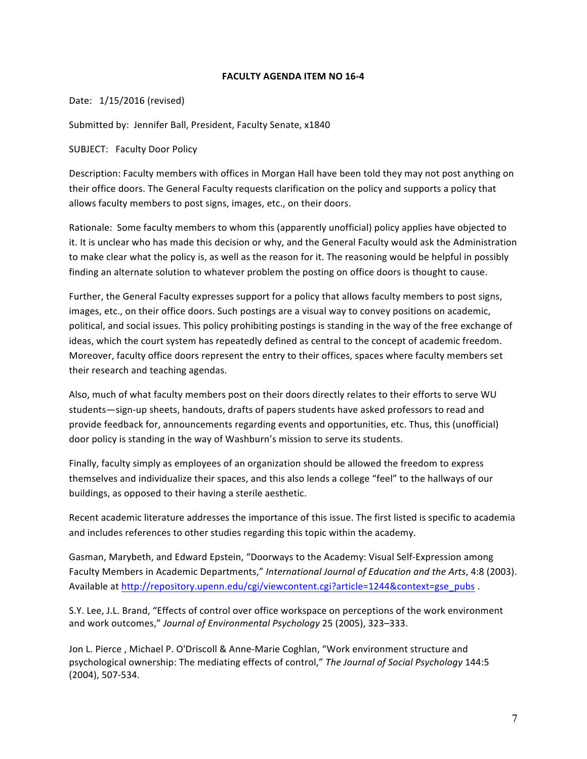**FACULTY AGENDA ITEM NO 16-4**

Date: 1/15/2016 (revised)

Submitted by: Jennifer Ball, President, Faculty Senate, x1840

SUBJECT: Faculty Door Policy

Description: Faculty members with offices in Morgan Hall have been told they may not post anything on their office doors. The General Faculty requests clarification on the policy and supports a policy that allows faculty members to post signs, images, etc., on their doors.

Rationale: Some faculty members to whom this (apparently unofficial) policy applies have objected to it. It is unclear who has made this decision or why, and the General Faculty would ask the Administration to make clear what the policy is, as well as the reason for it. The reasoning would be helpful in possibly finding an alternate solution to whatever problem the posting on office doors is thought to cause.

Further, the General Faculty expresses support for a policy that allows faculty members to post signs, images, etc., on their office doors. Such postings are a visual way to convey positions on academic, political, and social issues. This policy prohibiting postings is standing in the way of the free exchange of ideas, which the court system has repeatedly defined as central to the concept of academic freedom. Moreover, faculty office doors represent the entry to their offices, spaces where faculty members set their research and teaching agendas.

Also, much of what faculty members post on their doors directly relates to their efforts to serve WU students—sign-up sheets, handouts, drafts of papers students have asked professors to read and provide feedback for, announcements regarding events and opportunities, etc. Thus, this (unofficial) door policy is standing in the way of Washburn's mission to serve its students.

Finally, faculty simply as employees of an organization should be allowed the freedom to express themselves and individualize their spaces, and this also lends a college "feel" to the hallways of our buildings, as opposed to their having a sterile aesthetic.

Recent academic literature addresses the importance of this issue. The first listed is specific to academia and includes references to other studies regarding this topic within the academy.

Gasman, Marybeth, and Edward Epstein, "Doorways to the Academy: Visual Self-Expression among Faculty Members in Academic Departments," *International Journal of Education and the Arts*, 4:8 (2003). Available at http://repository.upenn.edu/cgi/viewcontent.cgi?article=1244&context=gse_pubs .

S.Y. Lee, J.L. Brand, "Effects of control over office workspace on perceptions of the work environment and work outcomes," *Journal of Environmental Psychology* 25 (2005), 323–333.

Jon L. Pierce , Michael P. O'Driscoll & Anne-Marie Coghlan, "Work environment structure and psychological ownership: The mediating effects of control," *The Journal of Social Psychology* 144:5 (2004), 507-534.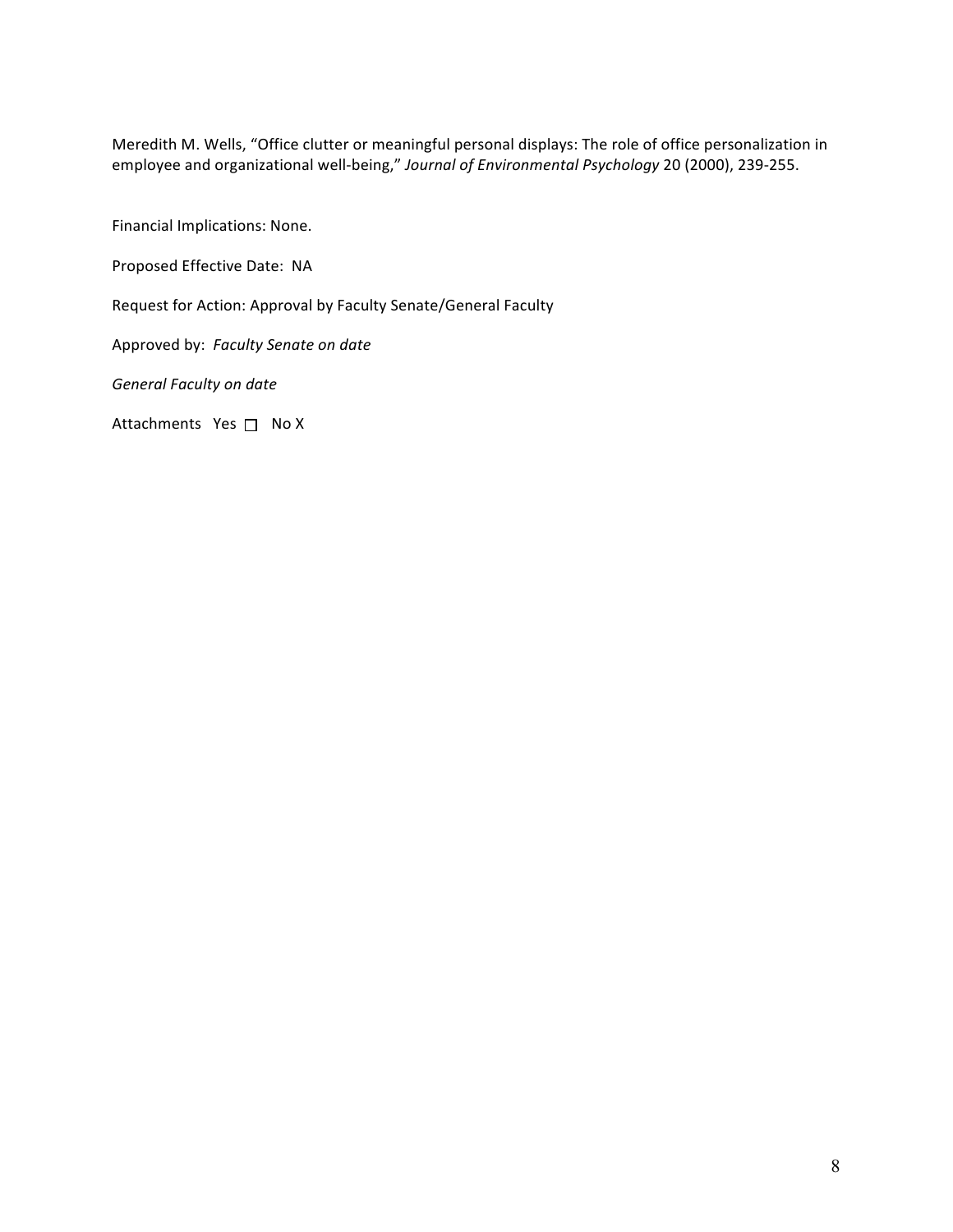Meredith M. Wells, "Office clutter or meaningful personal displays: The role of office personalization in employee and organizational well-being," *Journal of Environmental Psychology* 20 (2000), 239-255.

Financial Implications: None.

Proposed Effective Date: NA

Request for Action: Approval by Faculty Senate/General Faculty

Approved by: *Faculty Senate on date*

*General Faculty on date*

Attachments Yes ☐ No X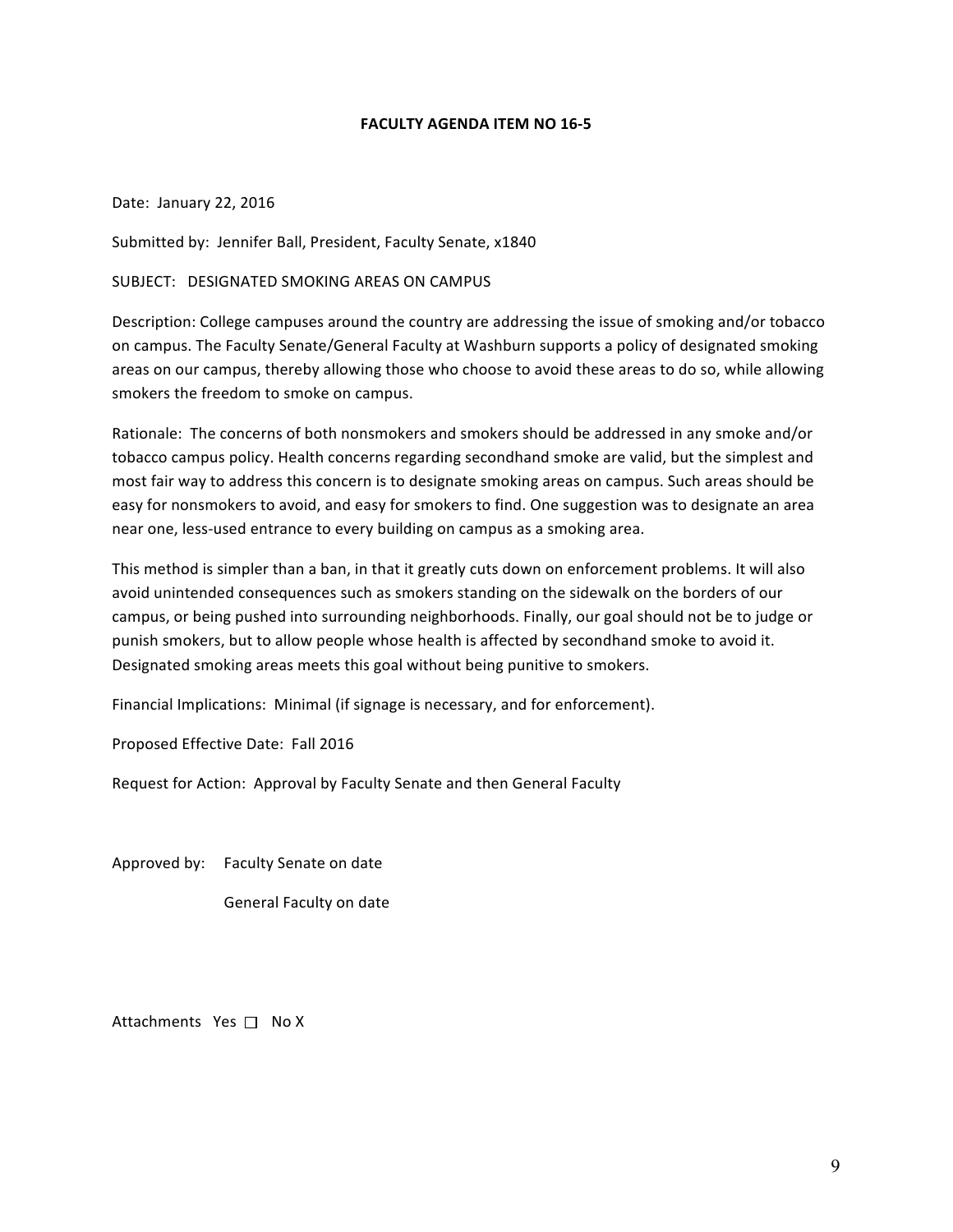**FACULTY AGENDA ITEM NO 16-5**

Date: January 22, 2016

Submitted by: Jennifer Ball, President, Faculty Senate, x1840

SUBJECT: DESIGNATED SMOKING AREAS ON CAMPUS

Description: College campuses around the country are addressing the issue of smoking and/or tobacco on campus. The Faculty Senate/General Faculty at Washburn supports a policy of designated smoking areas on our campus, thereby allowing those who choose to avoid these areas to do so, while allowing smokers the freedom to smoke on campus.

Rationale: The concerns of both nonsmokers and smokers should be addressed in any smoke and/or tobacco campus policy. Health concerns regarding secondhand smoke are valid, but the simplest and most fair way to address this concern is to designate smoking areas on campus. Such areas should be easy for nonsmokers to avoid, and easy for smokers to find. One suggestion was to designate an area near one, less-used entrance to every building on campus as a smoking area.

This method is simpler than a ban, in that it greatly cuts down on enforcement problems. It will also avoid unintended consequences such as smokers standing on the sidewalk on the borders of our campus, or being pushed into surrounding neighborhoods. Finally, our goal should not be to judge or punish smokers, but to allow people whose health is affected by secondhand smoke to avoid it. Designated smoking areas meets this goal without being punitive to smokers.

Financial Implications: Minimal (if signage is necessary, and for enforcement).

Proposed Effective Date: Fall 2016

Request for Action: Approval by Faculty Senate and then General Faculty

Approved by: Faculty Senate on date

General Faculty on date

Attachments Yes ☐ No X